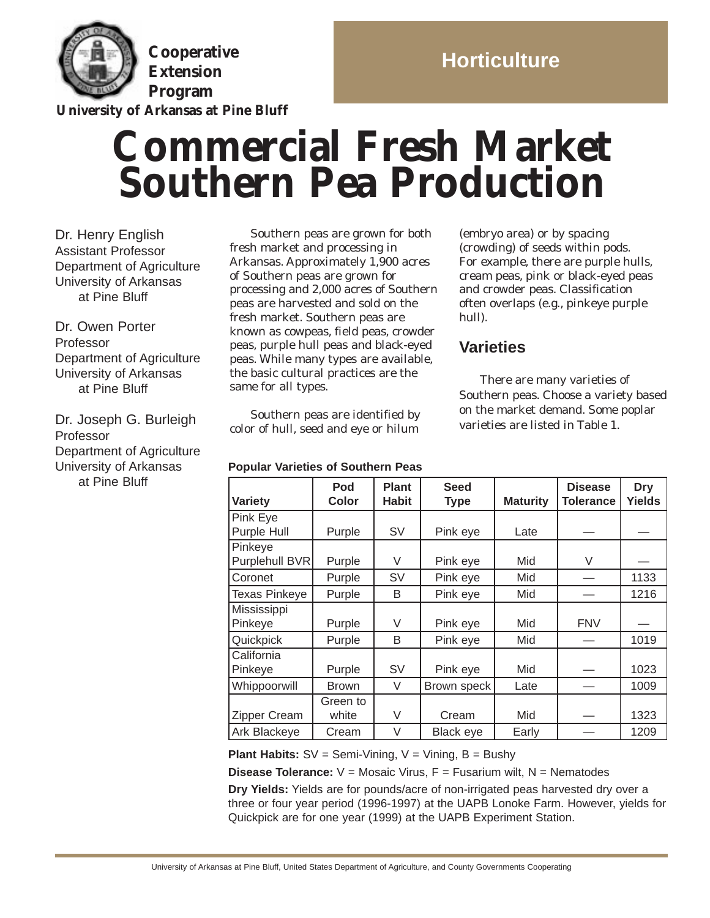Cooperative Extension Program

University of Arkansas at Pine Bluff

Horticulture

# Commercial Fresh Market Southern Pea Production

Dr. Henry English
Assistant Professor
Department of Agriculture
University of Arkansas at Pine Bluff

Dr. Owen Porter
Professor
Department of Agriculture
University of Arkansas at Pine Bluff

Dr. Joseph G. Burleigh
Professor
Department of Agriculture
University of Arkansas at Pine Bluff

Southern peas are grown for both fresh market and processing in Arkansas. Approximately 1,900 acres of Southern peas are grown for processing and 2,000 acres of Southern peas are harvested and sold on the fresh market. Southern peas are known as cowpeas, field peas, crowder peas, purple hull peas and black-eyed peas. While many types are available, the basic cultural practices are the same for all types.

Southern peas are identified by color of hull, seed and eye or hilum (embryo area) or by spacing (crowding) of seeds within pods. For example, there are purple hulls, cream peas, pink or black-eyed peas and crowder peas. Classification often overlaps (e.g., pinkeye purple hull).

## Varieties

There are many varieties of Southern peas. Choose a variety based on the market demand. Some poplar varieties are listed in Table 1.

**Popular Varieties of Southern Peas**

| Variety | Pod Color | Plant Habit | Seed Type | Maturity | Disease Tolerance | Dry Yields |
|---|---|---|---|---|---|---|
| Pink Eye Purple Hull | Purple | SV | Pink eye | Late | — | — |
| Pinkeye Purplehull BVR | Purple | V | Pink eye | Mid | V | — |
| Coronet | Purple | SV | Pink eye | Mid | — | 1133 |
| Texas Pinkeye | Purple | B | Pink eye | Mid | — | 1216 |
| Mississippi Pinkeye | Purple | V | Pink eye | Mid | FNV | — |
| Quickpick | Purple | B | Pink eye | Mid | — | 1019 |
| California Pinkeye | Purple | SV | Pink eye | Mid | — | 1023 |
| Whippoorwill | Brown | V | Brown speck | Late | — | 1009 |
| Zipper Cream | Green to white | V | Cream | Mid | — | 1323 |
| Ark Blackeye | Cream | V | Black eye | Early | — | 1209 |

**Plant Habits:** SV = Semi-Vining, V = Vining, B = Bushy

**Disease Tolerance:** V = Mosaic Virus, F = Fusarium wilt, N = Nematodes

**Dry Yields:** Yields are for pounds/acre of non-irrigated peas harvested dry over a three or four year period (1996-1997) at the UAPB Lonoke Farm. However, yields for Quickpick are for one year (1999) at the UAPB Experiment Station.

University of Arkansas at Pine Bluff, United States Department of Agriculture, and County Governments Cooperating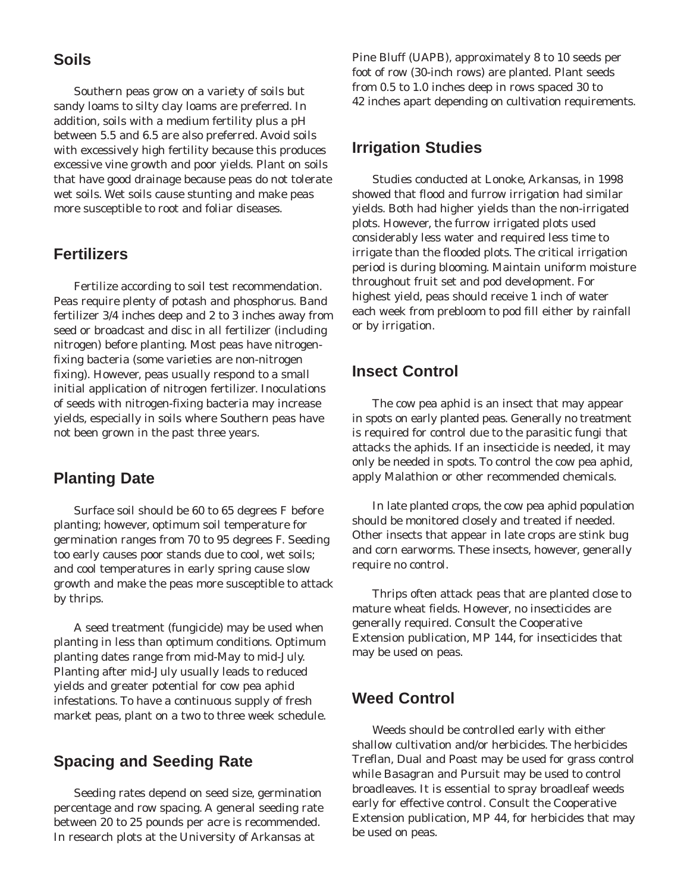## Soils

Southern peas grow on a variety of soils but sandy loams to silty clay loams are preferred. In addition, soils with a medium fertility plus a pH between 5.5 and 6.5 are also preferred. Avoid soils with excessively high fertility because this produces excessive vine growth and poor yields. Plant on soils that have good drainage because peas do not tolerate wet soils. Wet soils cause stunting and make peas more susceptible to root and foliar diseases.

## Fertilizers

Fertilize according to soil test recommendation. Peas require plenty of potash and phosphorus. Band fertilizer 3/4 inches deep and 2 to 3 inches away from seed or broadcast and disc in all fertilizer (including nitrogen) before planting. Most peas have nitrogen-fixing bacteria (some varieties are non-nitrogen fixing). However, peas usually respond to a small initial application of nitrogen fertilizer. Inoculations of seeds with nitrogen-fixing bacteria may increase yields, especially in soils where Southern peas have not been grown in the past three years.

## Planting Date

Surface soil should be 60 to 65 degrees F before planting; however, optimum soil temperature for germination ranges from 70 to 95 degrees F. Seeding too early causes poor stands due to cool, wet soils; and cool temperatures in early spring cause slow growth and make the peas more susceptible to attack by thrips.

A seed treatment (fungicide) may be used when planting in less than optimum conditions. Optimum planting dates range from mid-May to mid-July. Planting after mid-July usually leads to reduced yields and greater potential for cow pea aphid infestations. To have a continuous supply of fresh market peas, plant on a two to three week schedule.

## Spacing and Seeding Rate

Seeding rates depend on seed size, germination percentage and row spacing. A general seeding rate between 20 to 25 pounds per acre is recommended. In research plots at the University of Arkansas at Pine Bluff (UAPB), approximately 8 to 10 seeds per foot of row (30-inch rows) are planted. Plant seeds from 0.5 to 1.0 inches deep in rows spaced 30 to 42 inches apart depending on cultivation requirements.

## Irrigation Studies

Studies conducted at Lonoke, Arkansas, in 1998 showed that flood and furrow irrigation had similar yields. Both had higher yields than the non-irrigated plots. However, the furrow irrigated plots used considerably less water and required less time to irrigate than the flooded plots. The critical irrigation period is during blooming. Maintain uniform moisture throughout fruit set and pod development. For highest yield, peas should receive 1 inch of water each week from prebloom to pod fill either by rainfall or by irrigation.

## Insect Control

The cow pea aphid is an insect that may appear in spots on early planted peas. Generally no treatment is required for control due to the parasitic fungi that attacks the aphids. If an insecticide is needed, it may only be needed in spots. To control the cow pea aphid, apply Malathion or other recommended chemicals.

In late planted crops, the cow pea aphid population should be monitored closely and treated if needed. Other insects that appear in late crops are stink bug and corn earworms. These insects, however, generally require no control.

Thrips often attack peas that are planted close to mature wheat fields. However, no insecticides are generally required. Consult the Cooperative Extension publication, MP 144, for insecticides that may be used on peas.

## Weed Control

Weeds should be controlled early with either shallow cultivation and/or herbicides. The herbicides Treflan, Dual and Poast may be used for grass control while Basagran and Pursuit may be used to control broadleaves. It is essential to spray broadleaf weeds early for effective control. Consult the Cooperative Extension publication, MP 44, for herbicides that may be used on peas.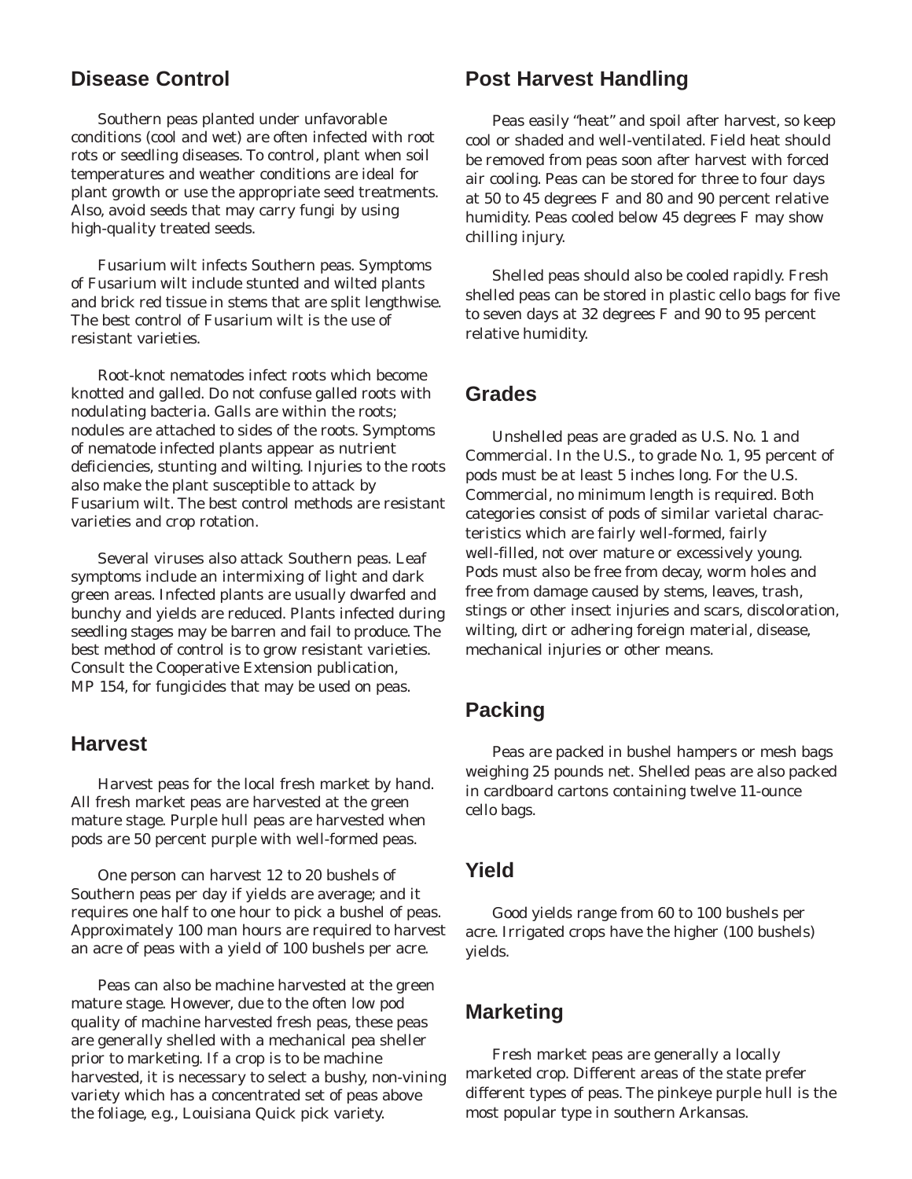## Disease Control

Southern peas planted under unfavorable conditions (cool and wet) are often infected with root rots or seedling diseases. To control, plant when soil temperatures and weather conditions are ideal for plant growth or use the appropriate seed treatments. Also, avoid seeds that may carry fungi by using high-quality treated seeds.

Fusarium wilt infects Southern peas. Symptoms of Fusarium wilt include stunted and wilted plants and brick red tissue in stems that are split lengthwise. The best control of Fusarium wilt is the use of resistant varieties.

Root-knot nematodes infect roots which become knotted and galled. Do not confuse galled roots with nodulating bacteria. Galls are within the roots; nodules are attached to sides of the roots. Symptoms of nematode infected plants appear as nutrient deficiencies, stunting and wilting. Injuries to the roots also make the plant susceptible to attack by Fusarium wilt. The best control methods are resistant varieties and crop rotation.

Several viruses also attack Southern peas. Leaf symptoms include an intermixing of light and dark green areas. Infected plants are usually dwarfed and bunchy and yields are reduced. Plants infected during seedling stages may be barren and fail to produce. The best method of control is to grow resistant varieties. Consult the Cooperative Extension publication, MP 154, for fungicides that may be used on peas.

## Harvest

Harvest peas for the local fresh market by hand. All fresh market peas are harvested at the green mature stage. Purple hull peas are harvested when pods are 50 percent purple with well-formed peas.

One person can harvest 12 to 20 bushels of Southern peas per day if yields are average; and it requires one half to one hour to pick a bushel of peas. Approximately 100 man hours are required to harvest an acre of peas with a yield of 100 bushels per acre.

Peas can also be machine harvested at the green mature stage. However, due to the often low pod quality of machine harvested fresh peas, these peas are generally shelled with a mechanical pea sheller prior to marketing. If a crop is to be machine harvested, it is necessary to select a bushy, non-vining variety which has a concentrated set of peas above the foliage, e.g., Louisiana Quick pick variety.

## Post Harvest Handling

Peas easily "heat" and spoil after harvest, so keep cool or shaded and well-ventilated. Field heat should be removed from peas soon after harvest with forced air cooling. Peas can be stored for three to four days at 50 to 45 degrees F and 80 and 90 percent relative humidity. Peas cooled below 45 degrees F may show chilling injury.

Shelled peas should also be cooled rapidly. Fresh shelled peas can be stored in plastic cello bags for five to seven days at 32 degrees F and 90 to 95 percent relative humidity.

## Grades

Unshelled peas are graded as U.S. No. 1 and Commercial. In the U.S., to grade No. 1, 95 percent of pods must be at least 5 inches long. For the U.S. Commercial, no minimum length is required. Both categories consist of pods of similar varietal characteristics which are fairly well-formed, fairly well-filled, not over mature or excessively young. Pods must also be free from decay, worm holes and free from damage caused by stems, leaves, trash, stings or other insect injuries and scars, discoloration, wilting, dirt or adhering foreign material, disease, mechanical injuries or other means.

## Packing

Peas are packed in bushel hampers or mesh bags weighing 25 pounds net. Shelled peas are also packed in cardboard cartons containing twelve 11-ounce cello bags.

## Yield

Good yields range from 60 to 100 bushels per acre. Irrigated crops have the higher (100 bushels) yields.

## Marketing

Fresh market peas are generally a locally marketed crop. Different areas of the state prefer different types of peas. The pinkeye purple hull is the most popular type in southern Arkansas.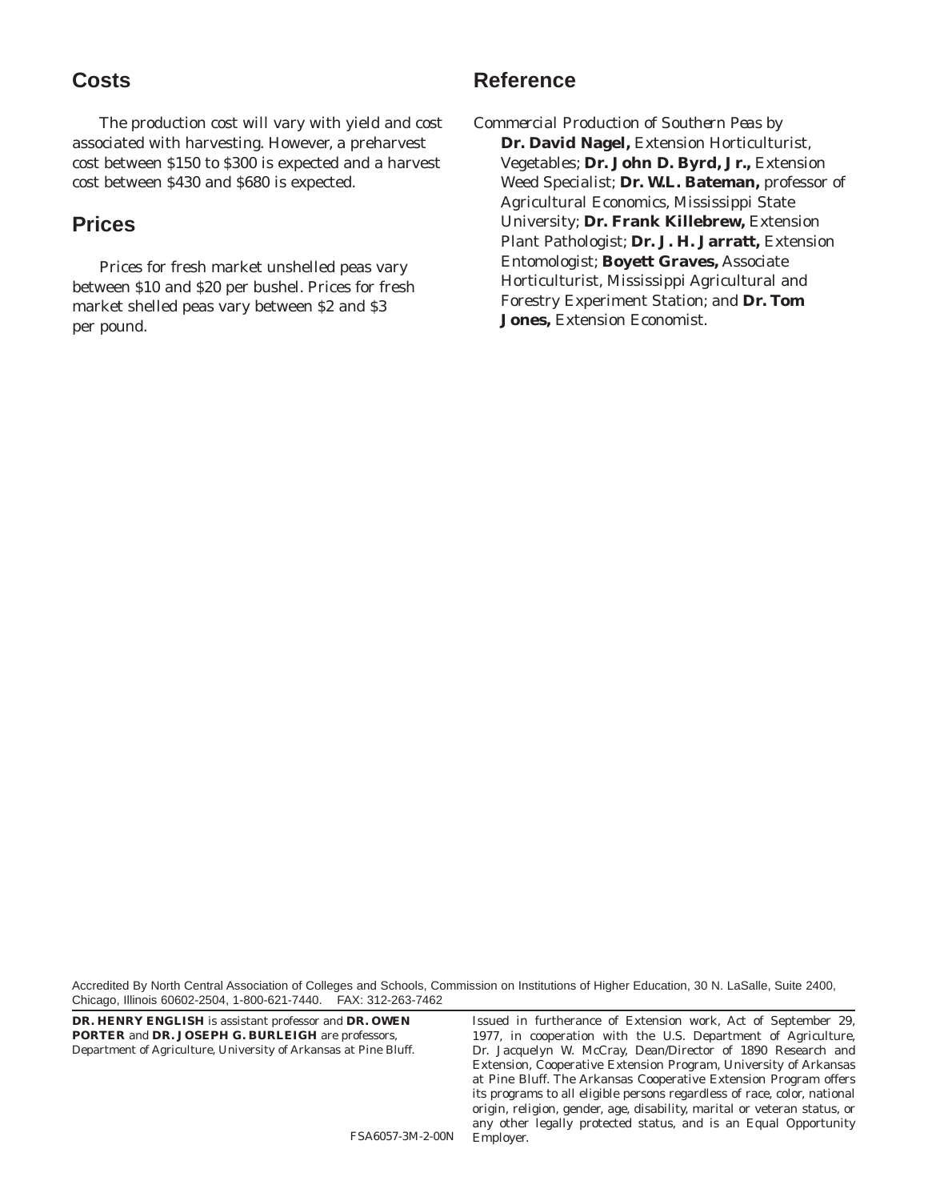## Costs

The production cost will vary with yield and cost associated with harvesting. However, a preharvest cost between $150 to $300 is expected and a harvest cost between $430 and $680 is expected.

## Prices

Prices for fresh market unshelled peas vary between $10 and $20 per bushel. Prices for fresh market shelled peas vary between $2 and $3 per pound.

## Reference

*Commercial Production of Southern Peas* by **Dr. David Nagel,** Extension Horticulturist, Vegetables; **Dr. John D. Byrd, Jr.,** Extension Weed Specialist; **Dr. W.L. Bateman,** professor of Agricultural Economics, Mississippi State University; **Dr. Frank Killebrew,** Extension Plant Pathologist; **Dr. J. H. Jarratt,** Extension Entomologist; **Boyett Graves,** Associate Horticulturist, Mississippi Agricultural and Forestry Experiment Station; and **Dr. Tom Jones,** Extension Economist.

Accredited By North Central Association of Colleges and Schools, Commission on Institutions of Higher Education, 30 N. LaSalle, Suite 2400, Chicago, Illinois 60602-2504, 1-800-621-7440. FAX: 312-263-7462

**DR. HENRY ENGLISH** is assistant professor and **DR. OWEN PORTER** and **DR. JOSEPH G. BURLEIGH** are professors, Department of Agriculture, University of Arkansas at Pine Bluff.

FSA6057-3M-2-00N

Issued in furtherance of Extension work, Act of September 29, 1977, in cooperation with the U.S. Department of Agriculture, Dr. Jacquelyn W. McCray, Dean/Director of 1890 Research and Extension, Cooperative Extension Program, University of Arkansas at Pine Bluff. The Arkansas Cooperative Extension Program offers its programs to all eligible persons regardless of race, color, national origin, religion, gender, age, disability, marital or veteran status, or any other legally protected status, and is an Equal Opportunity Employer.